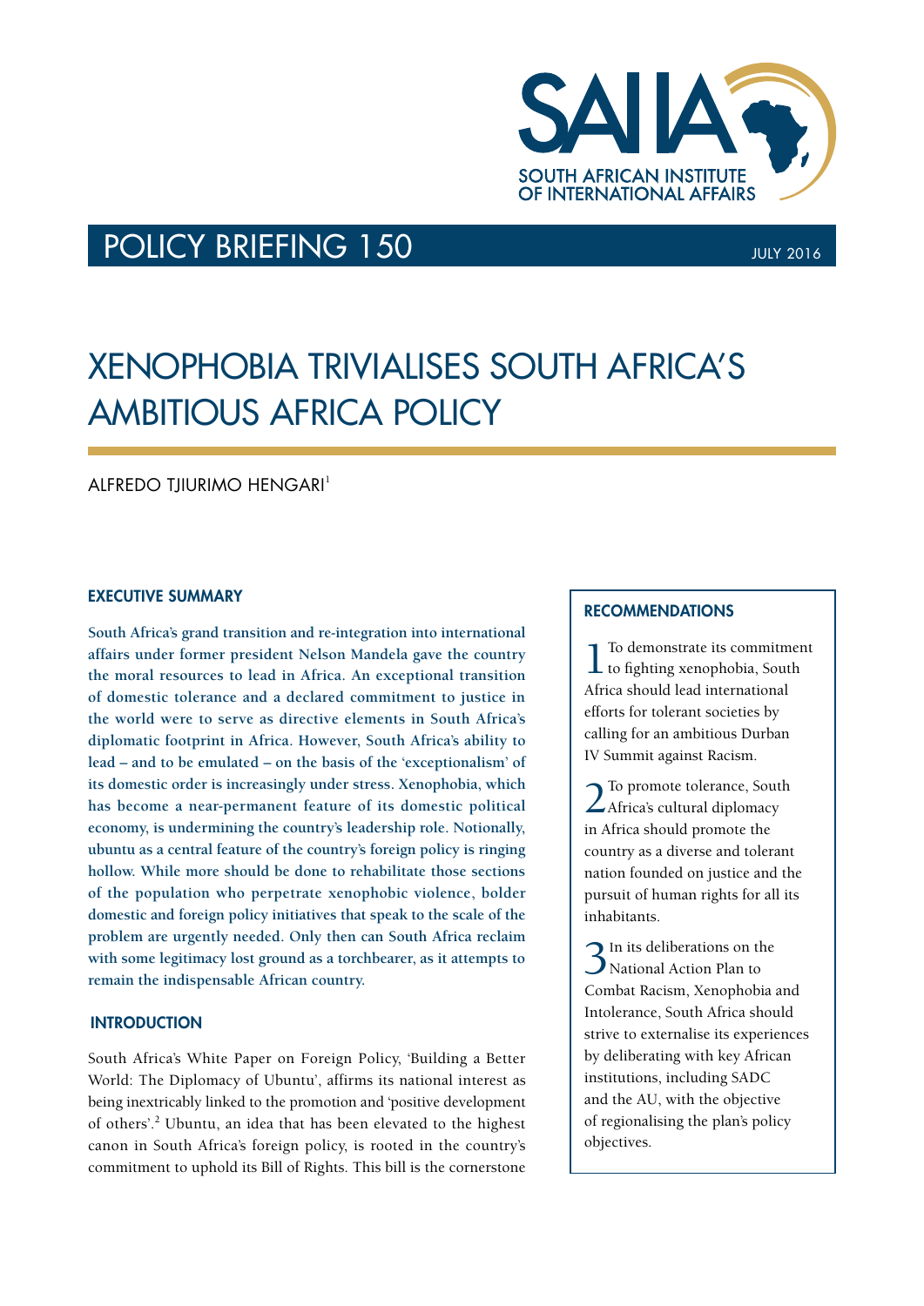SOUTH AFRICAN INSTITUTE OF INTERNATIONAL AFFAIRS

POLICY BRIEFING 150

JULY 2016

# XENOPHOBIA TRIVIALISES SOUTH AFRICA'S AMBITIOUS AFRICA POLICY

ALFREDO TJIURIMO HENGARI[1]

## EXECUTIVE SUMMARY

**South Africa's grand transition and re-integration into international affairs under former president Nelson Mandela gave the country the moral resources to lead in Africa. An exceptional transition of domestic tolerance and a declared commitment to justice in the world were to serve as directive elements in South Africa's diplomatic footprint in Africa. However, South Africa's ability to lead – and to be emulated – on the basis of the 'exceptionalism' of its domestic order is increasingly under stress. Xenophobia, which has become a near-permanent feature of its domestic political economy, is undermining the country's leadership role. Notionally, ubuntu as a central feature of the country's foreign policy is ringing hollow. While more should be done to rehabilitate those sections of the population who perpetrate xenophobic violence, bolder domestic and foreign policy initiatives that speak to the scale of the problem are urgently needed. Only then can South Africa reclaim with some legitimacy lost ground as a torchbearer, as it attempts to remain the indispensable African country.**

## INTRODUCTION

South Africa's White Paper on Foreign Policy, 'Building a Better World: The Diplomacy of Ubuntu', affirms its national interest as being inextricably linked to the promotion and 'positive development of others'.[2] Ubuntu, an idea that has been elevated to the highest canon in South Africa's foreign policy, is rooted in the country's commitment to uphold its Bill of Rights. This bill is the cornerstone

## RECOMMENDATIONS

1. To demonstrate its commitment to fighting xenophobia, South Africa should lead international efforts for tolerant societies by calling for an ambitious Durban IV Summit against Racism.

2. To promote tolerance, South Africa's cultural diplomacy in Africa should promote the country as a diverse and tolerant nation founded on justice and the pursuit of human rights for all its inhabitants.

3. In its deliberations on the National Action Plan to Combat Racism, Xenophobia and Intolerance, South Africa should strive to externalise its experiences by deliberating with key African institutions, including SADC and the AU, with the objective of regionalising the plan's policy objectives.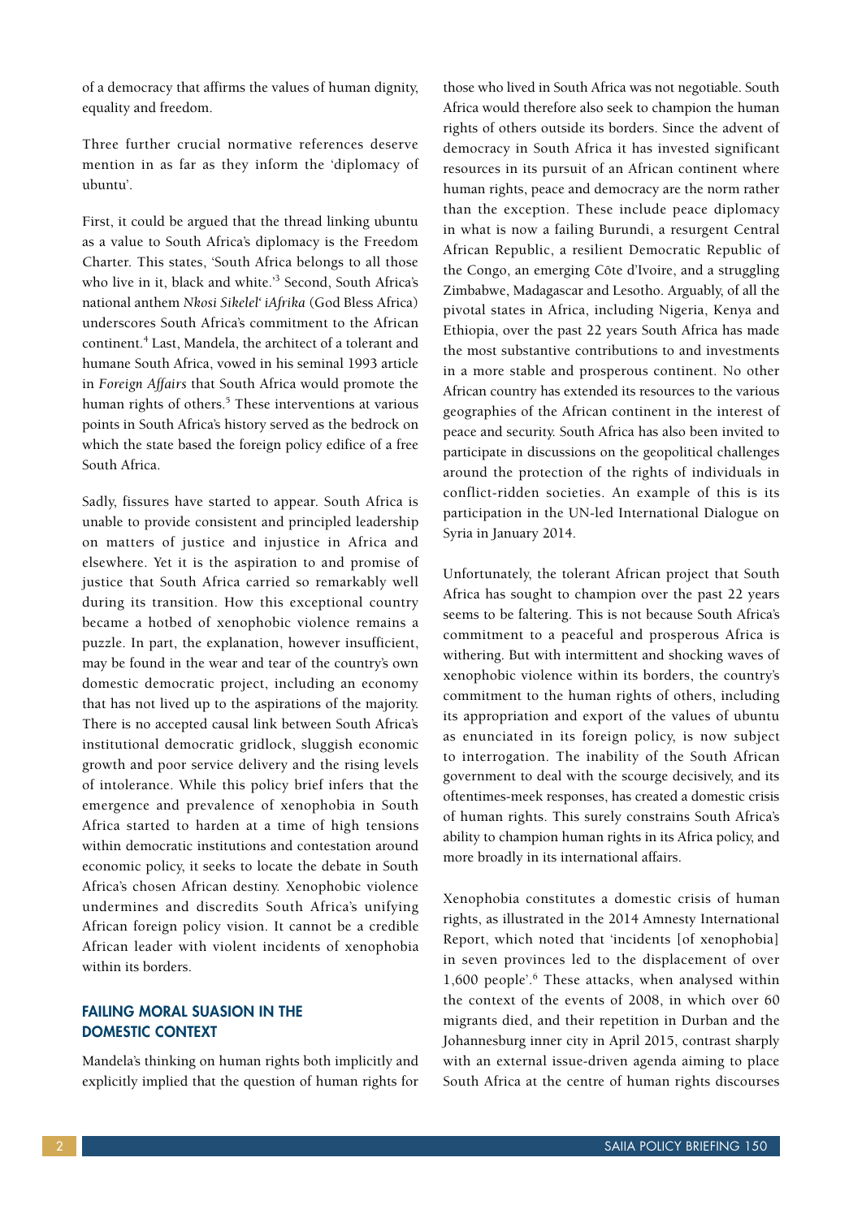of a democracy that affirms the values of human dignity, equality and freedom.

Three further crucial normative references deserve mention in as far as they inform the 'diplomacy of ubuntu'.

First, it could be argued that the thread linking ubuntu as a value to South Africa's diplomacy is the Freedom Charter. This states, 'South Africa belongs to all those who live in it, black and white.'[3] Second, South Africa's national anthem *Nkosi Sikelel' iAfrika* (God Bless Africa) underscores South Africa's commitment to the African continent.[4] Last, Mandela, the architect of a tolerant and humane South Africa, vowed in his seminal 1993 article in *Foreign Affairs* that South Africa would promote the human rights of others.[5] These interventions at various points in South Africa's history served as the bedrock on which the state based the foreign policy edifice of a free South Africa.

Sadly, fissures have started to appear. South Africa is unable to provide consistent and principled leadership on matters of justice and injustice in Africa and elsewhere. Yet it is the aspiration to and promise of justice that South Africa carried so remarkably well during its transition. How this exceptional country became a hotbed of xenophobic violence remains a puzzle. In part, the explanation, however insufficient, may be found in the wear and tear of the country's own domestic democratic project, including an economy that has not lived up to the aspirations of the majority. There is no accepted causal link between South Africa's institutional democratic gridlock, sluggish economic growth and poor service delivery and the rising levels of intolerance. While this policy brief infers that the emergence and prevalence of xenophobia in South Africa started to harden at a time of high tensions within democratic institutions and contestation around economic policy, it seeks to locate the debate in South Africa's chosen African destiny. Xenophobic violence undermines and discredits South Africa's unifying African foreign policy vision. It cannot be a credible African leader with violent incidents of xenophobia within its borders.

## FAILING MORAL SUASION IN THE DOMESTIC CONTEXT

Mandela's thinking on human rights both implicitly and explicitly implied that the question of human rights for those who lived in South Africa was not negotiable. South Africa would therefore also seek to champion the human rights of others outside its borders. Since the advent of democracy in South Africa it has invested significant resources in its pursuit of an African continent where human rights, peace and democracy are the norm rather than the exception. These include peace diplomacy in what is now a failing Burundi, a resurgent Central African Republic, a resilient Democratic Republic of the Congo, an emerging Côte d'Ivoire, and a struggling Zimbabwe, Madagascar and Lesotho. Arguably, of all the pivotal states in Africa, including Nigeria, Kenya and Ethiopia, over the past 22 years South Africa has made the most substantive contributions to and investments in a more stable and prosperous continent. No other African country has extended its resources to the various geographies of the African continent in the interest of peace and security. South Africa has also been invited to participate in discussions on the geopolitical challenges around the protection of the rights of individuals in conflict-ridden societies. An example of this is its participation in the UN-led International Dialogue on Syria in January 2014.

Unfortunately, the tolerant African project that South Africa has sought to champion over the past 22 years seems to be faltering. This is not because South Africa's commitment to a peaceful and prosperous Africa is withering. But with intermittent and shocking waves of xenophobic violence within its borders, the country's commitment to the human rights of others, including its appropriation and export of the values of ubuntu as enunciated in its foreign policy, is now subject to interrogation. The inability of the South African government to deal with the scourge decisively, and its oftentimes-meek responses, has created a domestic crisis of human rights. This surely constrains South Africa's ability to champion human rights in its Africa policy, and more broadly in its international affairs.

Xenophobia constitutes a domestic crisis of human rights, as illustrated in the 2014 Amnesty International Report, which noted that 'incidents [of xenophobia] in seven provinces led to the displacement of over 1,600 people'.[6] These attacks, when analysed within the context of the events of 2008, in which over 60 migrants died, and their repetition in Durban and the Johannesburg inner city in April 2015, contrast sharply with an external issue-driven agenda aiming to place South Africa at the centre of human rights discourses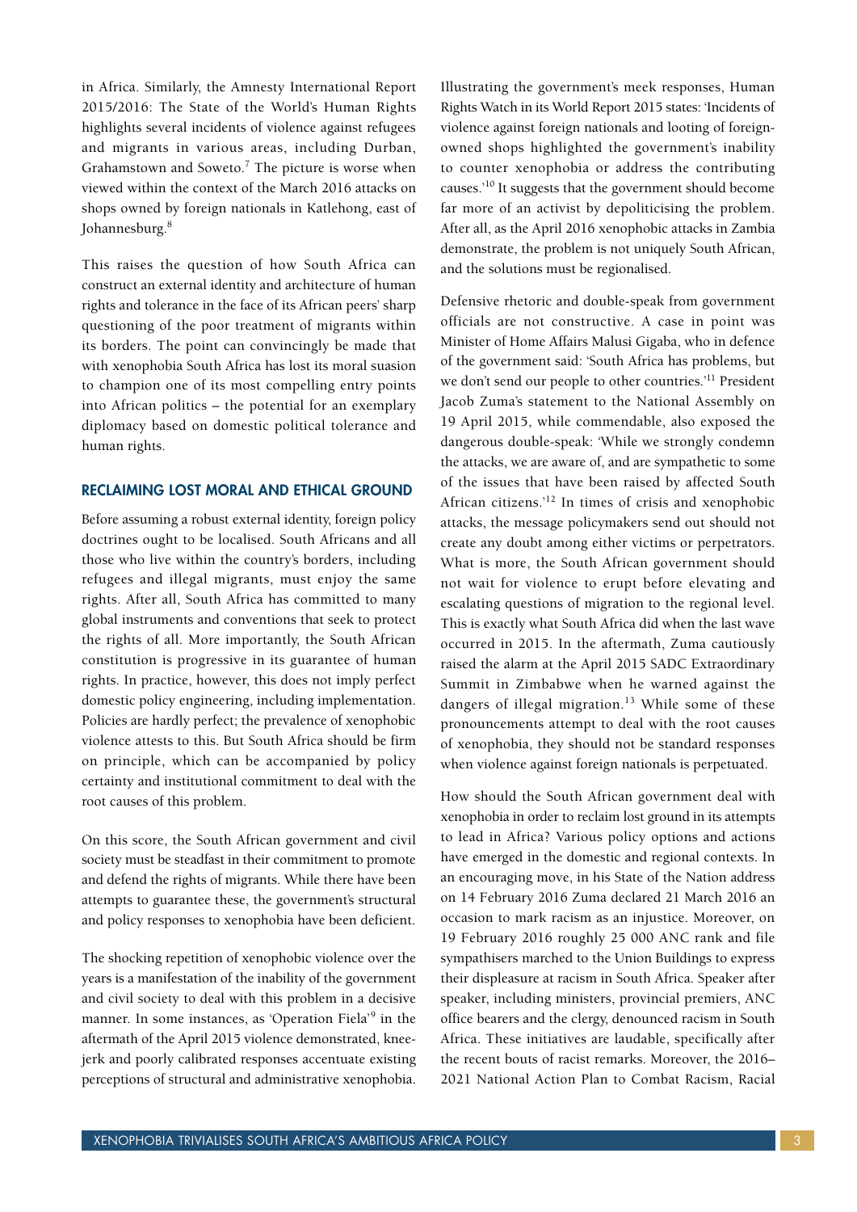in Africa. Similarly, the Amnesty International Report 2015/2016: The State of the World's Human Rights highlights several incidents of violence against refugees and migrants in various areas, including Durban, Grahamstown and Soweto.[7] The picture is worse when viewed within the context of the March 2016 attacks on shops owned by foreign nationals in Katlehong, east of Johannesburg.[8]

This raises the question of how South Africa can construct an external identity and architecture of human rights and tolerance in the face of its African peers' sharp questioning of the poor treatment of migrants within its borders. The point can convincingly be made that with xenophobia South Africa has lost its moral suasion to champion one of its most compelling entry points into African politics – the potential for an exemplary diplomacy based on domestic political tolerance and human rights.

## RECLAIMING LOST MORAL AND ETHICAL GROUND

Before assuming a robust external identity, foreign policy doctrines ought to be localised. South Africans and all those who live within the country's borders, including refugees and illegal migrants, must enjoy the same rights. After all, South Africa has committed to many global instruments and conventions that seek to protect the rights of all. More importantly, the South African constitution is progressive in its guarantee of human rights. In practice, however, this does not imply perfect domestic policy engineering, including implementation. Policies are hardly perfect; the prevalence of xenophobic violence attests to this. But South Africa should be firm on principle, which can be accompanied by policy certainty and institutional commitment to deal with the root causes of this problem.

On this score, the South African government and civil society must be steadfast in their commitment to promote and defend the rights of migrants. While there have been attempts to guarantee these, the government's structural and policy responses to xenophobia have been deficient.

The shocking repetition of xenophobic violence over the years is a manifestation of the inability of the government and civil society to deal with this problem in a decisive manner. In some instances, as 'Operation Fiela'[9] in the aftermath of the April 2015 violence demonstrated, knee-jerk and poorly calibrated responses accentuate existing perceptions of structural and administrative xenophobia. Illustrating the government's meek responses, Human Rights Watch in its World Report 2015 states: 'Incidents of violence against foreign nationals and looting of foreign-owned shops highlighted the government's inability to counter xenophobia or address the contributing causes.'[10] It suggests that the government should become far more of an activist by depoliticising the problem. After all, as the April 2016 xenophobic attacks in Zambia demonstrate, the problem is not uniquely South African, and the solutions must be regionalised.

Defensive rhetoric and double-speak from government officials are not constructive. A case in point was Minister of Home Affairs Malusi Gigaba, who in defence of the government said: 'South Africa has problems, but we don't send our people to other countries.'[11] President Jacob Zuma's statement to the National Assembly on 19 April 2015, while commendable, also exposed the dangerous double-speak: 'While we strongly condemn the attacks, we are aware of, and are sympathetic to some of the issues that have been raised by affected South African citizens.'[12] In times of crisis and xenophobic attacks, the message policymakers send out should not create any doubt among either victims or perpetrators. What is more, the South African government should not wait for violence to erupt before elevating and escalating questions of migration to the regional level. This is exactly what South Africa did when the last wave occurred in 2015. In the aftermath, Zuma cautiously raised the alarm at the April 2015 SADC Extraordinary Summit in Zimbabwe when he warned against the dangers of illegal migration.[13] While some of these pronouncements attempt to deal with the root causes of xenophobia, they should not be standard responses when violence against foreign nationals is perpetuated.

How should the South African government deal with xenophobia in order to reclaim lost ground in its attempts to lead in Africa? Various policy options and actions have emerged in the domestic and regional contexts. In an encouraging move, in his State of the Nation address on 14 February 2016 Zuma declared 21 March 2016 an occasion to mark racism as an injustice. Moreover, on 19 February 2016 roughly 25 000 ANC rank and file sympathisers marched to the Union Buildings to express their displeasure at racism in South Africa. Speaker after speaker, including ministers, provincial premiers, ANC office bearers and the clergy, denounced racism in South Africa. These initiatives are laudable, specifically after the recent bouts of racist remarks. Moreover, the 2016–2021 National Action Plan to Combat Racism, Racial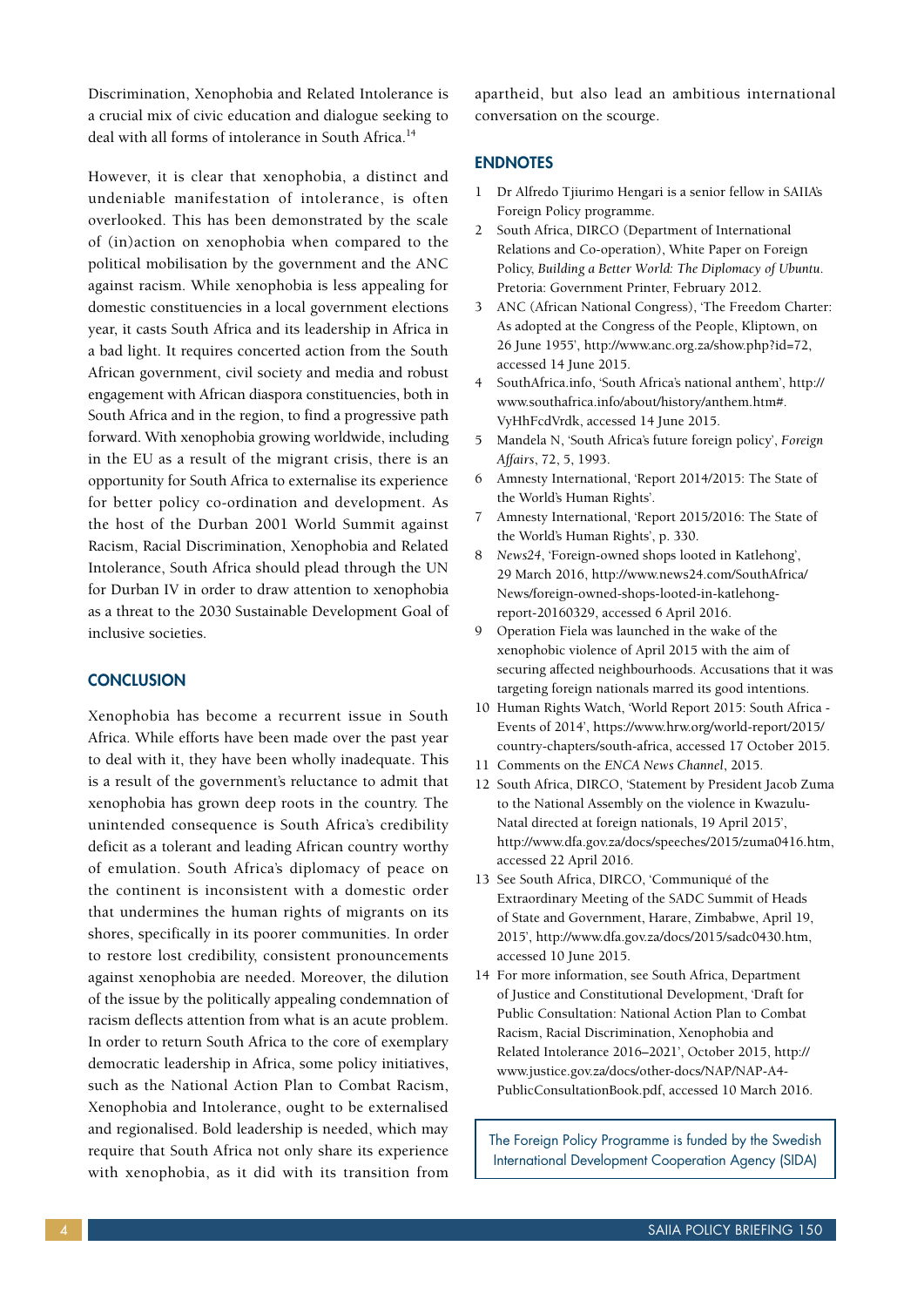Discrimination, Xenophobia and Related Intolerance is a crucial mix of civic education and dialogue seeking to deal with all forms of intolerance in South Africa.[14]

However, it is clear that xenophobia, a distinct and undeniable manifestation of intolerance, is often overlooked. This has been demonstrated by the scale of (in)action on xenophobia when compared to the political mobilisation by the government and the ANC against racism. While xenophobia is less appealing for domestic constituencies in a local government elections year, it casts South Africa and its leadership in Africa in a bad light. It requires concerted action from the South African government, civil society and media and robust engagement with African diaspora constituencies, both in South Africa and in the region, to find a progressive path forward. With xenophobia growing worldwide, including in the EU as a result of the migrant crisis, there is an opportunity for South Africa to externalise its experience for better policy co-ordination and development. As the host of the Durban 2001 World Summit against Racism, Racial Discrimination, Xenophobia and Related Intolerance, South Africa should plead through the UN for Durban IV in order to draw attention to xenophobia as a threat to the 2030 Sustainable Development Goal of inclusive societies.

## CONCLUSION

Xenophobia has become a recurrent issue in South Africa. While efforts have been made over the past year to deal with it, they have been wholly inadequate. This is a result of the government's reluctance to admit that xenophobia has grown deep roots in the country. The unintended consequence is South Africa's credibility deficit as a tolerant and leading African country worthy of emulation. South Africa's diplomacy of peace on the continent is inconsistent with a domestic order that undermines the human rights of migrants on its shores, specifically in its poorer communities. In order to restore lost credibility, consistent pronouncements against xenophobia are needed. Moreover, the dilution of the issue by the politically appealing condemnation of racism deflects attention from what is an acute problem. In order to return South Africa to the core of exemplary democratic leadership in Africa, some policy initiatives, such as the National Action Plan to Combat Racism, Xenophobia and Intolerance, ought to be externalised and regionalised. Bold leadership is needed, which may require that South Africa not only share its experience with xenophobia, as it did with its transition from apartheid, but also lead an ambitious international conversation on the scourge.

## ENDNOTES

1. Dr Alfredo Tjiurimo Hengari is a senior fellow in SAIIA's Foreign Policy programme.
2. South Africa, DIRCO (Department of International Relations and Co-operation), White Paper on Foreign Policy, *Building a Better World: The Diplomacy of Ubuntu*. Pretoria: Government Printer, February 2012.
3. ANC (African National Congress), 'The Freedom Charter: As adopted at the Congress of the People, Kliptown, on 26 June 1955', http://www.anc.org.za/show.php?id=72, accessed 14 June 2015.
4. SouthAfrica.info, 'South Africa's national anthem', http://www.southafrica.info/about/history/anthem.htm#.VyHhFcdVrdk, accessed 14 June 2015.
5. Mandela N, 'South Africa's future foreign policy', *Foreign Affairs*, 72, 5, 1993.
6. Amnesty International, 'Report 2014/2015: The State of the World's Human Rights'.
7. Amnesty International, 'Report 2015/2016: The State of the World's Human Rights', p. 330.
8. *News24*, 'Foreign-owned shops looted in Katlehong', 29 March 2016, http://www.news24.com/SouthAfrica/News/foreign-owned-shops-looted-in-katlehong-report-20160329, accessed 6 April 2016.
9. Operation Fiela was launched in the wake of the xenophobic violence of April 2015 with the aim of securing affected neighbourhoods. Accusations that it was targeting foreign nationals marred its good intentions.
10. Human Rights Watch, 'World Report 2015: South Africa - Events of 2014', https://www.hrw.org/world-report/2015/country-chapters/south-africa, accessed 17 October 2015.
11. Comments on the *ENCA News Channel*, 2015.
12. South Africa, DIRCO, 'Statement by President Jacob Zuma to the National Assembly on the violence in Kwazulu-Natal directed at foreign nationals, 19 April 2015', http://www.dfa.gov.za/docs/speeches/2015/zuma0416.htm, accessed 22 April 2016.
13. See South Africa, DIRCO, 'Communiqué of the Extraordinary Meeting of the SADC Summit of Heads of State and Government, Harare, Zimbabwe, April 19, 2015', http://www.dfa.gov.za/docs/2015/sadc0430.htm, accessed 10 June 2015.
14. For more information, see South Africa, Department of Justice and Constitutional Development, 'Draft for Public Consultation: National Action Plan to Combat Racism, Racial Discrimination, Xenophobia and Related Intolerance 2016–2021', October 2015, http://www.justice.gov.za/docs/other-docs/NAP/NAP-A4-PublicConsultationBook.pdf, accessed 10 March 2016.

The Foreign Policy Programme is funded by the Swedish International Development Cooperation Agency (SIDA)